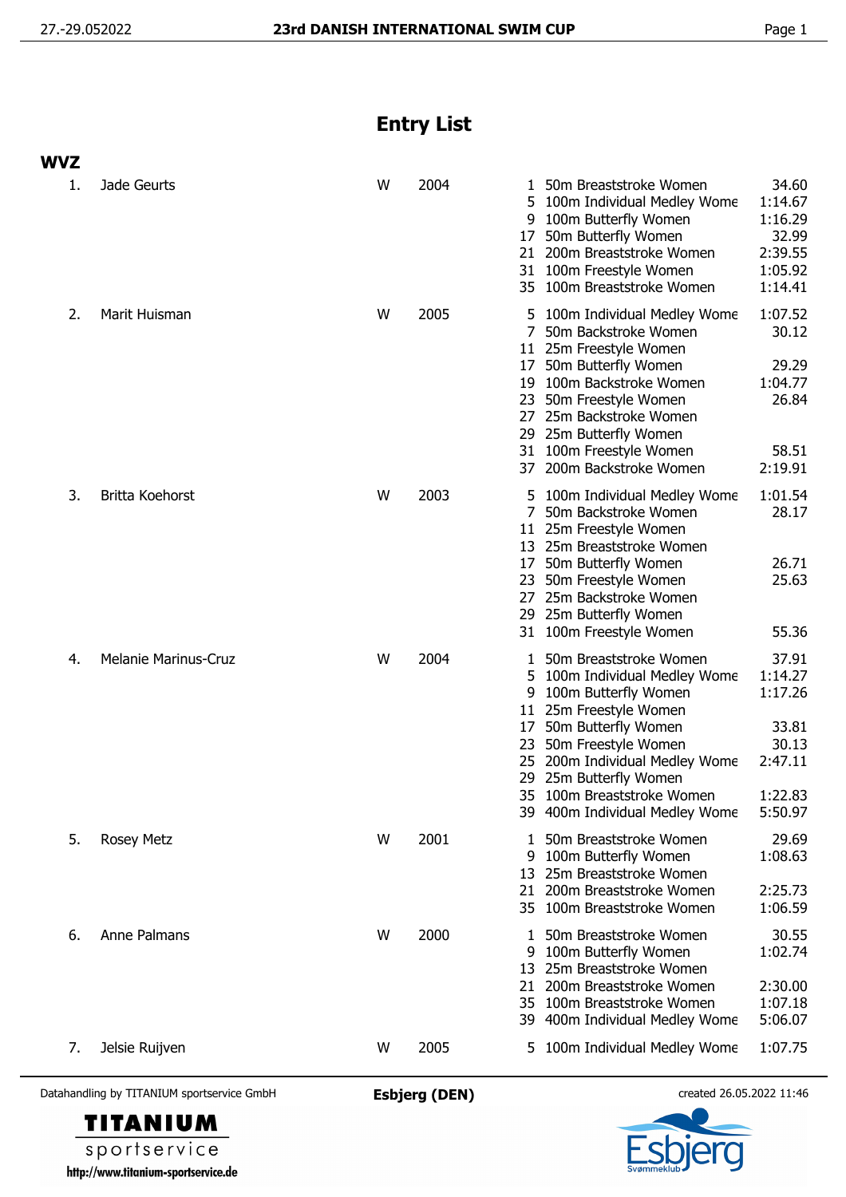# Entry List

## WVZ

| No. | Name | Sex | Year | Event | Event Name | Entry Time |
|---|---|---|---|---|---|---|
| 1. | Jade Geurts | W | 2004 | 1 | 50m Breaststroke Women | 34.60 |
| | | | | 5 | 100m Individual Medley Wome | 1:14.67 |
| | | | | 9 | 100m Butterfly Women | 1:16.29 |
| | | | | 17 | 50m Butterfly Women | 32.99 |
| | | | | 21 | 200m Breaststroke Women | 2:39.55 |
| | | | | 31 | 100m Freestyle Women | 1:05.92 |
| | | | | 35 | 100m Breaststroke Women | 1:14.41 |
| 2. | Marit Huisman | W | 2005 | 5 | 100m Individual Medley Wome | 1:07.52 |
| | | | | 7 | 50m Backstroke Women | 30.12 |
| | | | | 11 | 25m Freestyle Women | |
| | | | | 17 | 50m Butterfly Women | 29.29 |
| | | | | 19 | 100m Backstroke Women | 1:04.77 |
| | | | | 23 | 50m Freestyle Women | 26.84 |
| | | | | 27 | 25m Backstroke Women | |
| | | | | 29 | 25m Butterfly Women | |
| | | | | 31 | 100m Freestyle Women | 58.51 |
| | | | | 37 | 200m Backstroke Women | 2:19.91 |
| 3. | Britta Koehorst | W | 2003 | 5 | 100m Individual Medley Wome | 1:01.54 |
| | | | | 7 | 50m Backstroke Women | 28.17 |
| | | | | 11 | 25m Freestyle Women | |
| | | | | 13 | 25m Breaststroke Women | |
| | | | | 17 | 50m Butterfly Women | 26.71 |
| | | | | 23 | 50m Freestyle Women | 25.63 |
| | | | | 27 | 25m Backstroke Women | |
| | | | | 29 | 25m Butterfly Women | |
| | | | | 31 | 100m Freestyle Women | 55.36 |
| 4. | Melanie Marinus-Cruz | W | 2004 | 1 | 50m Breaststroke Women | 37.91 |
| | | | | 5 | 100m Individual Medley Wome | 1:14.27 |
| | | | | 9 | 100m Butterfly Women | 1:17.26 |
| | | | | 11 | 25m Freestyle Women | |
| | | | | 17 | 50m Butterfly Women | 33.81 |
| | | | | 23 | 50m Freestyle Women | 30.13 |
| | | | | 25 | 200m Individual Medley Wome | 2:47.11 |
| | | | | 29 | 25m Butterfly Women | |
| | | | | 35 | 100m Breaststroke Women | 1:22.83 |
| | | | | 39 | 400m Individual Medley Wome | 5:50.97 |
| 5. | Rosey Metz | W | 2001 | 1 | 50m Breaststroke Women | 29.69 |
| | | | | 9 | 100m Butterfly Women | 1:08.63 |
| | | | | 13 | 25m Breaststroke Women | |
| | | | | 21 | 200m Breaststroke Women | 2:25.73 |
| | | | | 35 | 100m Breaststroke Women | 1:06.59 |
| 6. | Anne Palmans | W | 2000 | 1 | 50m Breaststroke Women | 30.55 |
| | | | | 9 | 100m Butterfly Women | 1:02.74 |
| | | | | 13 | 25m Breaststroke Women | |
| | | | | 21 | 200m Breaststroke Women | 2:30.00 |
| | | | | 35 | 100m Breaststroke Women | 1:07.18 |
| | | | | 39 | 400m Individual Medley Wome | 5:06.07 |
| 7. | Jelsie Ruijven | W | 2005 | 5 | 100m Individual Medley Wome | 1:07.75 |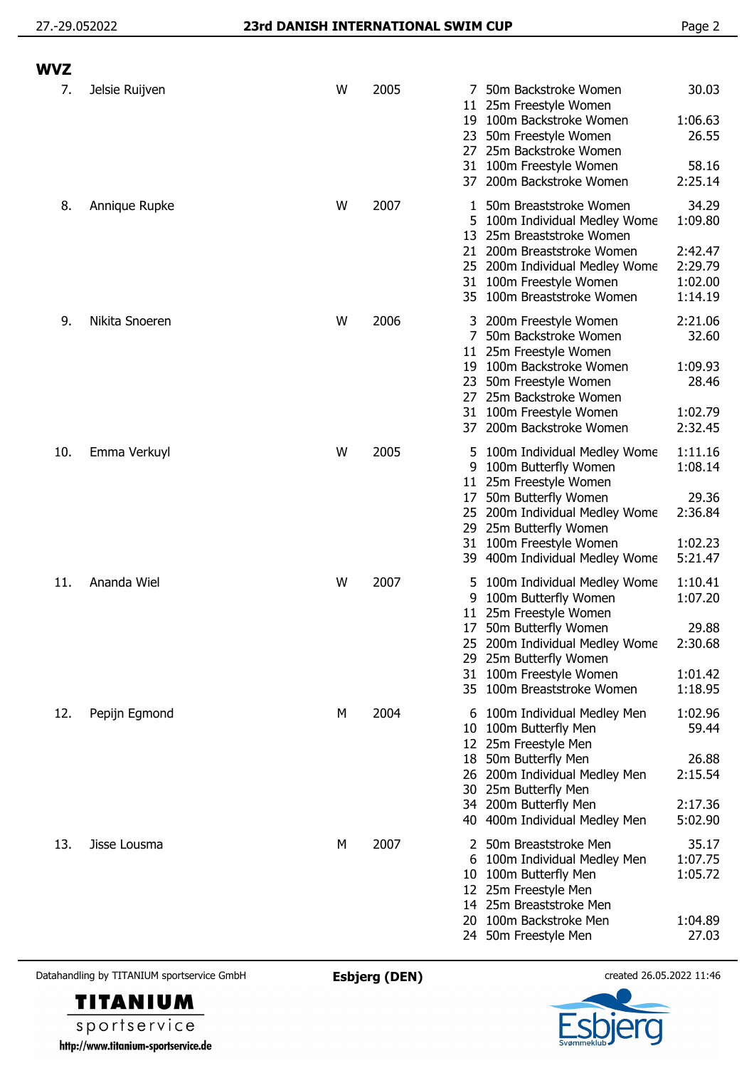## WVZ

| No. | Name | Gender | Year | Event No. | Event | Time |
|---|---|---|---|---|---|---|
| 7. | Jelsie Ruijven | W | 2005 | 7 | 50m Backstroke Women | 30.03 |
| | | | | 11 | 25m Freestyle Women | |
| | | | | 19 | 100m Backstroke Women | 1:06.63 |
| | | | | 23 | 50m Freestyle Women | 26.55 |
| | | | | 27 | 25m Backstroke Women | |
| | | | | 31 | 100m Freestyle Women | 58.16 |
| | | | | 37 | 200m Backstroke Women | 2:25.14 |
| 8. | Annique Rupke | W | 2007 | 1 | 50m Breaststroke Women | 34.29 |
| | | | | 5 | 100m Individual Medley Wome | 1:09.80 |
| | | | | 13 | 25m Breaststroke Women | |
| | | | | 21 | 200m Breaststroke Women | 2:42.47 |
| | | | | 25 | 200m Individual Medley Wome | 2:29.79 |
| | | | | 31 | 100m Freestyle Women | 1:02.00 |
| | | | | 35 | 100m Breaststroke Women | 1:14.19 |
| 9. | Nikita Snoeren | W | 2006 | 3 | 200m Freestyle Women | 2:21.06 |
| | | | | 7 | 50m Backstroke Women | 32.60 |
| | | | | 11 | 25m Freestyle Women | |
| | | | | 19 | 100m Backstroke Women | 1:09.93 |
| | | | | 23 | 50m Freestyle Women | 28.46 |
| | | | | 27 | 25m Backstroke Women | |
| | | | | 31 | 100m Freestyle Women | 1:02.79 |
| | | | | 37 | 200m Backstroke Women | 2:32.45 |
| 10. | Emma Verkuyl | W | 2005 | 5 | 100m Individual Medley Wome | 1:11.16 |
| | | | | 9 | 100m Butterfly Women | 1:08.14 |
| | | | | 11 | 25m Freestyle Women | |
| | | | | 17 | 50m Butterfly Women | 29.36 |
| | | | | 25 | 200m Individual Medley Wome | 2:36.84 |
| | | | | 29 | 25m Butterfly Women | |
| | | | | 31 | 100m Freestyle Women | 1:02.23 |
| | | | | 39 | 400m Individual Medley Wome | 5:21.47 |
| 11. | Ananda Wiel | W | 2007 | 5 | 100m Individual Medley Wome | 1:10.41 |
| | | | | 9 | 100m Butterfly Women | 1:07.20 |
| | | | | 11 | 25m Freestyle Women | |
| | | | | 17 | 50m Butterfly Women | 29.88 |
| | | | | 25 | 200m Individual Medley Wome | 2:30.68 |
| | | | | 29 | 25m Butterfly Women | |
| | | | | 31 | 100m Freestyle Women | 1:01.42 |
| | | | | 35 | 100m Breaststroke Women | 1:18.95 |
| 12. | Pepijn Egmond | M | 2004 | 6 | 100m Individual Medley Men | 1:02.96 |
| | | | | 10 | 100m Butterfly Men | 59.44 |
| | | | | 12 | 25m Freestyle Men | |
| | | | | 18 | 50m Butterfly Men | 26.88 |
| | | | | 26 | 200m Individual Medley Men | 2:15.54 |
| | | | | 30 | 25m Butterfly Men | |
| | | | | 34 | 200m Butterfly Men | 2:17.36 |
| | | | | 40 | 400m Individual Medley Men | 5:02.90 |
| 13. | Jisse Lousma | M | 2007 | 2 | 50m Breaststroke Men | 35.17 |
| | | | | 6 | 100m Individual Medley Men | 1:07.75 |
| | | | | 10 | 100m Butterfly Men | 1:05.72 |
| | | | | 12 | 25m Freestyle Men | |
| | | | | 14 | 25m Breaststroke Men | |
| | | | | 20 | 100m Backstroke Men | 1:04.89 |
| | | | | 24 | 50m Freestyle Men | 27.03 |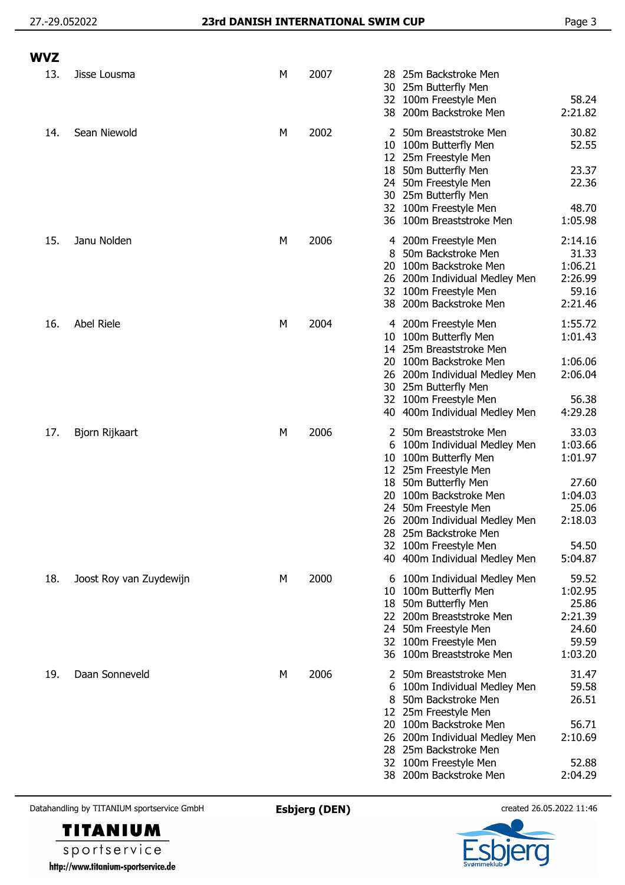## WVZ

| No. | Name | Sex | Year | Event No. | Event | Time |
|---|---|---|---|---|---|---|
| 13. | Jisse Lousma | M | 2007 | 28 | 25m Backstroke Men | |
| | | | | 30 | 25m Butterfly Men | |
| | | | | 32 | 100m Freestyle Men | 58.24 |
| | | | | 38 | 200m Backstroke Men | 2:21.82 |
| 14. | Sean Niewold | M | 2002 | 2 | 50m Breaststroke Men | 30.82 |
| | | | | 10 | 100m Butterfly Men | 52.55 |
| | | | | 12 | 25m Freestyle Men | |
| | | | | 18 | 50m Butterfly Men | 23.37 |
| | | | | 24 | 50m Freestyle Men | 22.36 |
| | | | | 30 | 25m Butterfly Men | |
| | | | | 32 | 100m Freestyle Men | 48.70 |
| | | | | 36 | 100m Breaststroke Men | 1:05.98 |
| 15. | Janu Nolden | M | 2006 | 4 | 200m Freestyle Men | 2:14.16 |
| | | | | 8 | 50m Backstroke Men | 31.33 |
| | | | | 20 | 100m Backstroke Men | 1:06.21 |
| | | | | 26 | 200m Individual Medley Men | 2:26.99 |
| | | | | 32 | 100m Freestyle Men | 59.16 |
| | | | | 38 | 200m Backstroke Men | 2:21.46 |
| 16. | Abel Riele | M | 2004 | 4 | 200m Freestyle Men | 1:55.72 |
| | | | | 10 | 100m Butterfly Men | 1:01.43 |
| | | | | 14 | 25m Breaststroke Men | |
| | | | | 20 | 100m Backstroke Men | 1:06.06 |
| | | | | 26 | 200m Individual Medley Men | 2:06.04 |
| | | | | 30 | 25m Butterfly Men | |
| | | | | 32 | 100m Freestyle Men | 56.38 |
| | | | | 40 | 400m Individual Medley Men | 4:29.28 |
| 17. | Bjorn Rijkaart | M | 2006 | 2 | 50m Breaststroke Men | 33.03 |
| | | | | 6 | 100m Individual Medley Men | 1:03.66 |
| | | | | 10 | 100m Butterfly Men | 1:01.97 |
| | | | | 12 | 25m Freestyle Men | |
| | | | | 18 | 50m Butterfly Men | 27.60 |
| | | | | 20 | 100m Backstroke Men | 1:04.03 |
| | | | | 24 | 50m Freestyle Men | 25.06 |
| | | | | 26 | 200m Individual Medley Men | 2:18.03 |
| | | | | 28 | 25m Backstroke Men | |
| | | | | 32 | 100m Freestyle Men | 54.50 |
| | | | | 40 | 400m Individual Medley Men | 5:04.87 |
| 18. | Joost Roy van Zuydewijn | M | 2000 | 6 | 100m Individual Medley Men | 59.52 |
| | | | | 10 | 100m Butterfly Men | 1:02.95 |
| | | | | 18 | 50m Butterfly Men | 25.86 |
| | | | | 22 | 200m Breaststroke Men | 2:21.39 |
| | | | | 24 | 50m Freestyle Men | 24.60 |
| | | | | 32 | 100m Freestyle Men | 59.59 |
| | | | | 36 | 100m Breaststroke Men | 1:03.20 |
| 19. | Daan Sonneveld | M | 2006 | 2 | 50m Breaststroke Men | 31.47 |
| | | | | 6 | 100m Individual Medley Men | 59.58 |
| | | | | 8 | 50m Backstroke Men | 26.51 |
| | | | | 12 | 25m Freestyle Men | |
| | | | | 20 | 100m Backstroke Men | 56.71 |
| | | | | 26 | 200m Individual Medley Men | 2:10.69 |
| | | | | 28 | 25m Backstroke Men | |
| | | | | 32 | 100m Freestyle Men | 52.88 |
| | | | | 38 | 200m Backstroke Men | 2:04.29 |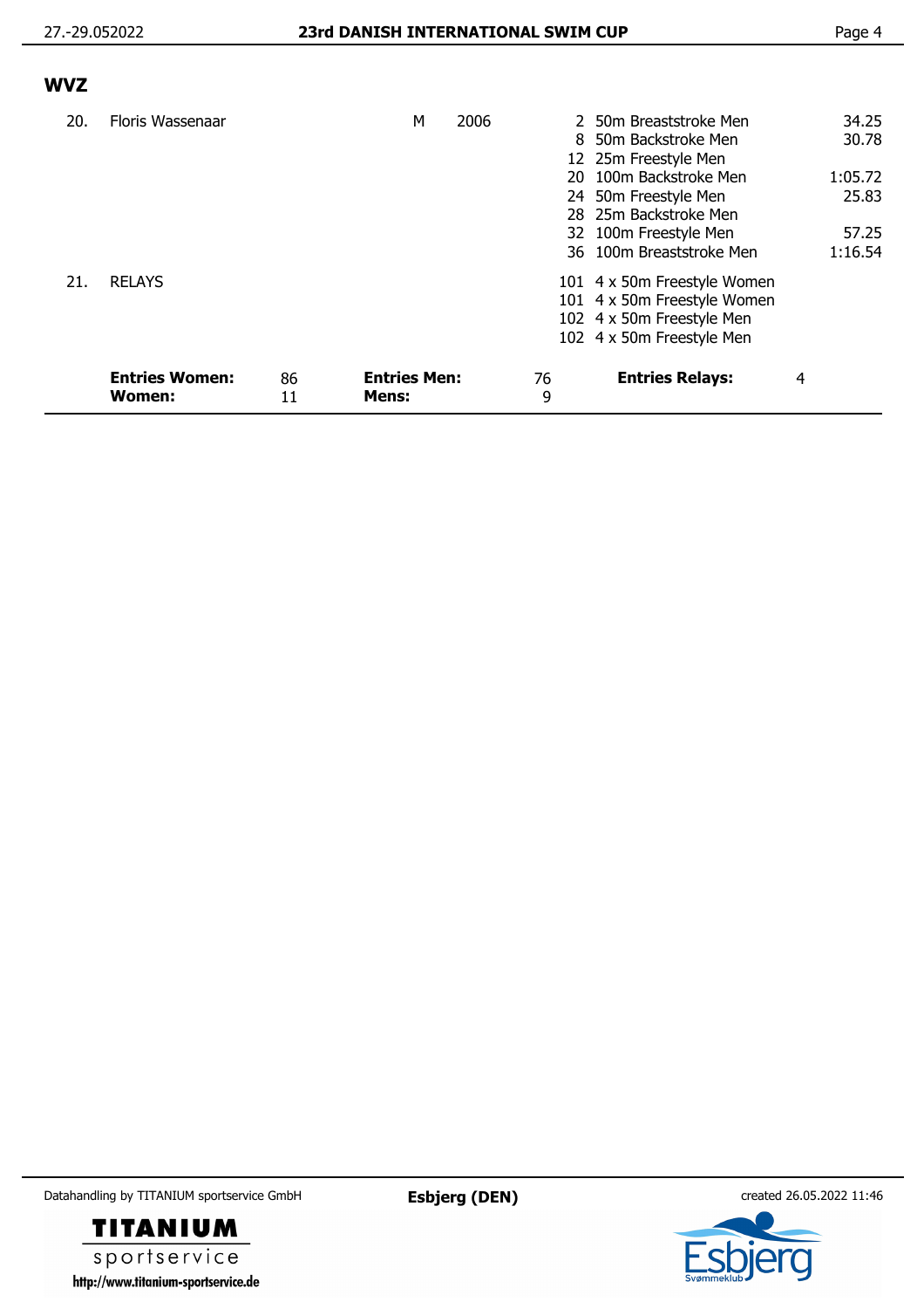## WVZ

| | | | | | | |
|---|---|---|---|---|---|---|
| 20. | Floris Wassenaar | M | 2006 | 2 | 50m Breaststroke Men | 34.25 |
| | | | | 8 | 50m Backstroke Men | 30.78 |
| | | | | 12 | 25m Freestyle Men | |
| | | | | 20 | 100m Backstroke Men | 1:05.72 |
| | | | | 24 | 50m Freestyle Men | 25.83 |
| | | | | 28 | 25m Backstroke Men | |
| | | | | 32 | 100m Freestyle Men | 57.25 |
| | | | | 36 | 100m Breaststroke Men | 1:16.54 |
| 21. | RELAYS | | | 101 | 4 x 50m Freestyle Women | |
| | | | | 101 | 4 x 50m Freestyle Women | |
| | | | | 102 | 4 x 50m Freestyle Men | |
| | | | | 102 | 4 x 50m Freestyle Men | |

| | | | | | |
|---|---|---|---|---|---|
| **Entries Women:** | 86 | **Entries Men:** | 76 | **Entries Relays:** | 4 |
| **Women:** | 11 | **Mens:** | 9 | | |

Datahandling by TITANIUM sportservice GmbH **Esbjerg (DEN)** created 26.05.2022 11:46